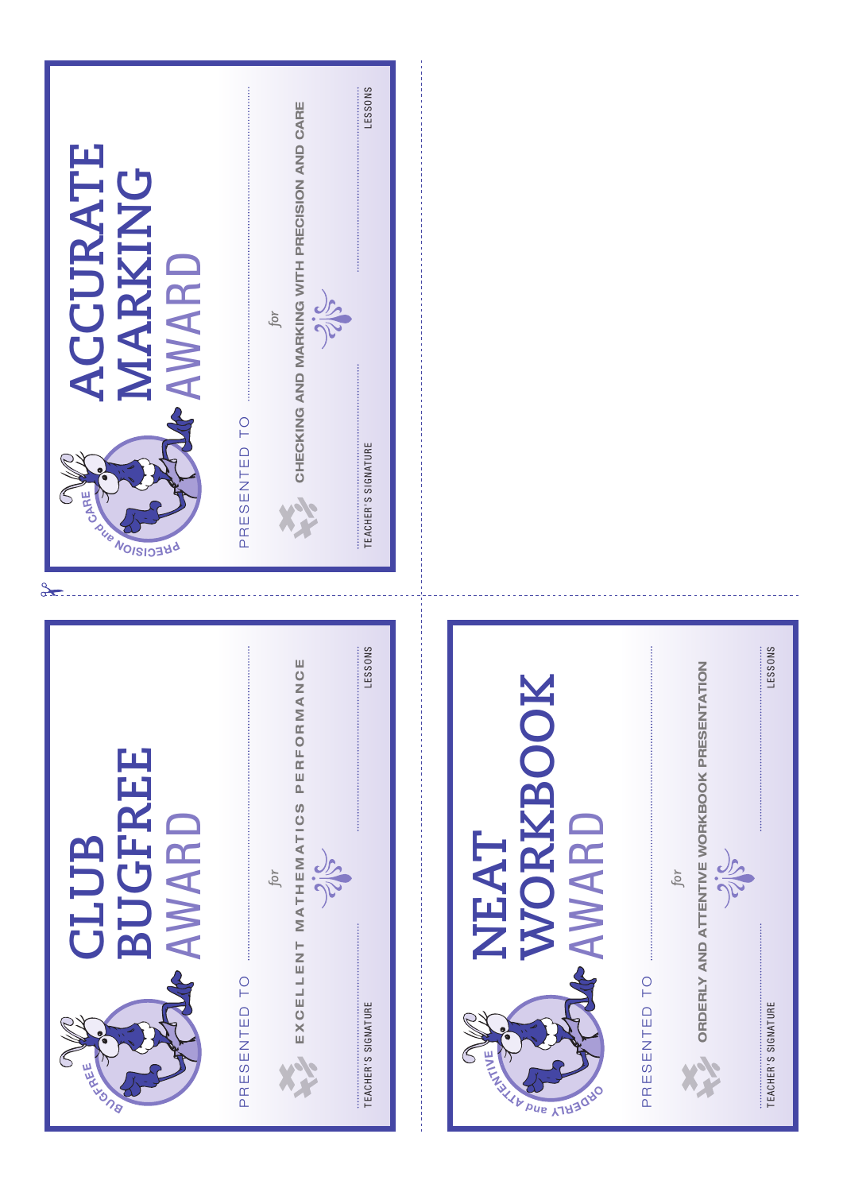## CLUB BUGFREE AWARD

BUGFREE

PRESENTED TO ..............................................................

*for*

EXCELLENT MATHEMATICS PERFORMANCE

.............................................................. ..............................................................

TEACHER'S SIGNATURE LESSONS

## ACCURATE MARKING AWARD

PRECISION and CARE

PRESENTED TO ..............................................................

*for*

CHECKING AND MARKING WITH PRECISION AND CARE

.............................................................. ..............................................................

TEACHER'S SIGNATURE LESSONS

## NEAT WORKBOOK AWARD

ORDERLY and ATTENTIVE

PRESENTED TO ..............................................................

*for*

ORDERLY AND ATTENTIVE WORKBOOK PRESENTATION

.............................................................. ..............................................................

TEACHER'S SIGNATURE LESSONS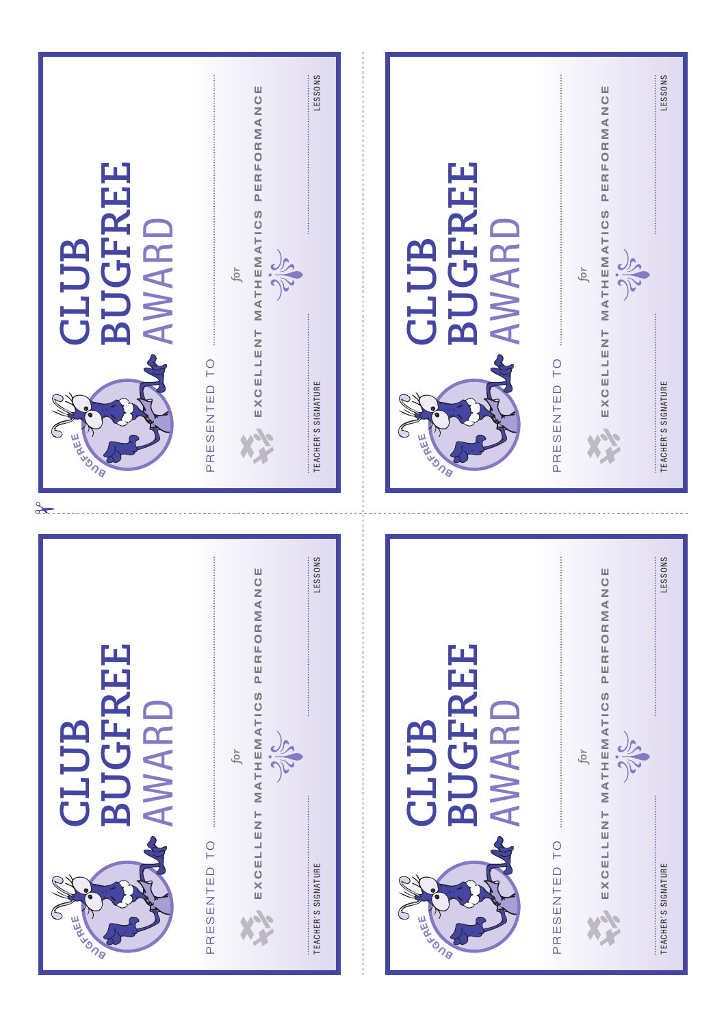# CLUB BUGFREE AWARD

PRESENTED TO ..............................................................

*for*

**EXCELLENT MATHEMATICS PERFORMANCE**

TEACHER'S SIGNATURE .............................. .............................. LESSONS

# CLUB BUGFREE AWARD

PRESENTED TO ..............................................................

*for*

**EXCELLENT MATHEMATICS PERFORMANCE**

TEACHER'S SIGNATURE .............................. .............................. LESSONS

# CLUB BUGFREE AWARD

PRESENTED TO ..............................................................

*for*

**EXCELLENT MATHEMATICS PERFORMANCE**

TEACHER'S SIGNATURE .............................. .............................. LESSONS

# CLUB BUGFREE AWARD

PRESENTED TO ..............................................................

*for*

**EXCELLENT MATHEMATICS PERFORMANCE**

TEACHER'S SIGNATURE .............................. .............................. LESSONS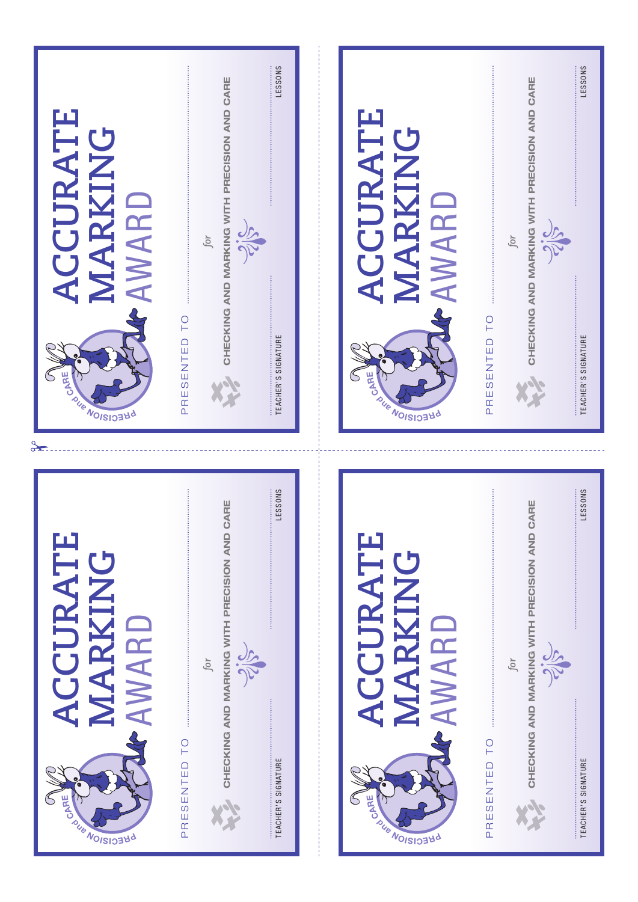PRECISION and CARE

# ACCURATE MARKING AWARD

PRESENTED TO ..........................................................

*for*

**CHECKING AND MARKING WITH PRECISION AND CARE**

TEACHER'S SIGNATURE .............................. .............................. LESSONS

---

PRECISION and CARE

# ACCURATE MARKING AWARD

PRESENTED TO ..........................................................

*for*

**CHECKING AND MARKING WITH PRECISION AND CARE**

TEACHER'S SIGNATURE .............................. .............................. LESSONS

---

PRECISION and CARE

# ACCURATE MARKING AWARD

PRESENTED TO ..........................................................

*for*

**CHECKING AND MARKING WITH PRECISION AND CARE**

TEACHER'S SIGNATURE .............................. .............................. LESSONS

---

PRECISION and CARE

# ACCURATE MARKING AWARD

PRESENTED TO ..........................................................

*for*

**CHECKING AND MARKING WITH PRECISION AND CARE**

TEACHER'S SIGNATURE .............................. .............................. LESSONS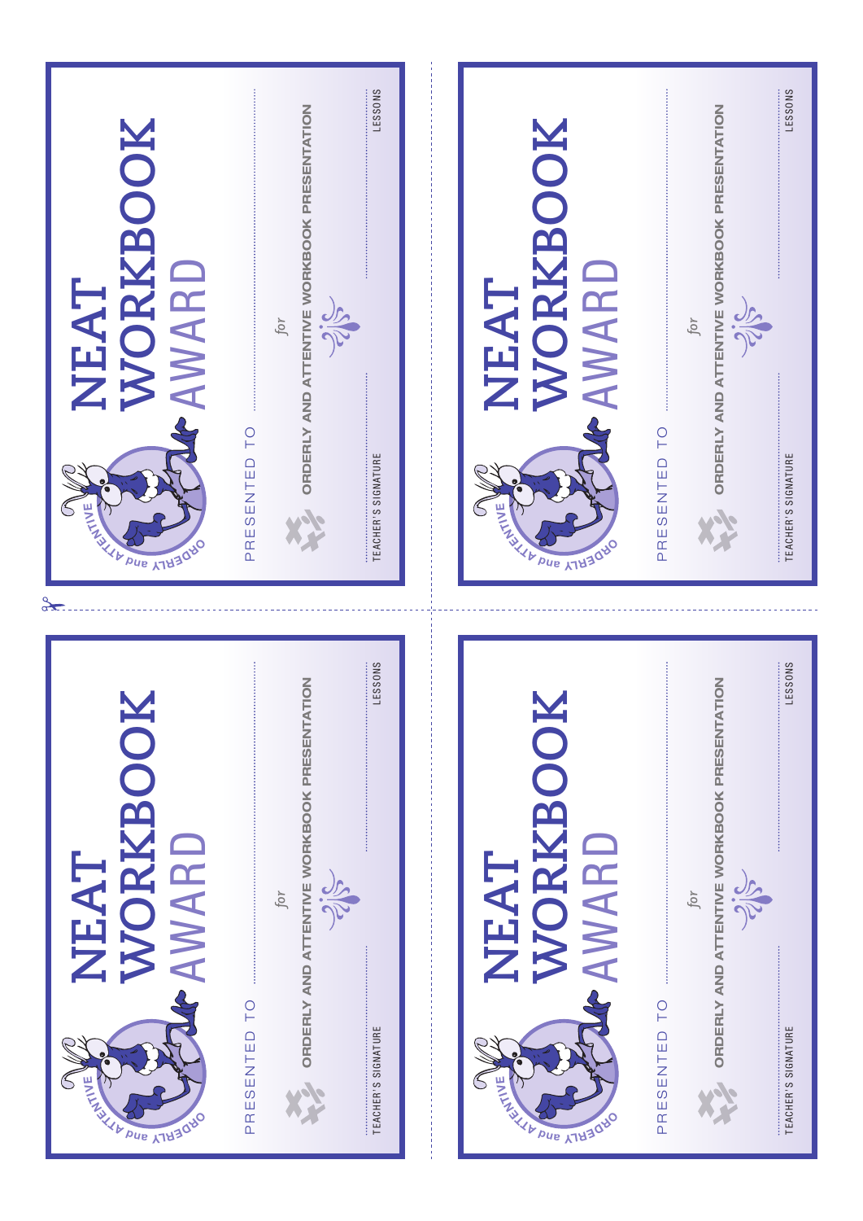# NEAT WORKBOOK AWARD

ORDERLY and ATTENTIVE

PRESENTED TO ..............................................................................

*for*

**ORDERLY AND ATTENTIVE WORKBOOK PRESENTATION**

.............................................. TEACHER'S SIGNATURE

.............................................. LESSONS

---

# NEAT WORKBOOK AWARD

ORDERLY and ATTENTIVE

PRESENTED TO ..............................................................................

*for*

**ORDERLY AND ATTENTIVE WORKBOOK PRESENTATION**

.............................................. TEACHER'S SIGNATURE

.............................................. LESSONS

---

# NEAT WORKBOOK AWARD

ORDERLY and ATTENTIVE

PRESENTED TO ..............................................................................

*for*

**ORDERLY AND ATTENTIVE WORKBOOK PRESENTATION**

.............................................. TEACHER'S SIGNATURE

.............................................. LESSONS

---

# NEAT WORKBOOK AWARD

ORDERLY and ATTENTIVE

PRESENTED TO ..............................................................................

*for*

**ORDERLY AND ATTENTIVE WORKBOOK PRESENTATION**

.............................................. TEACHER'S SIGNATURE

.............................................. LESSONS